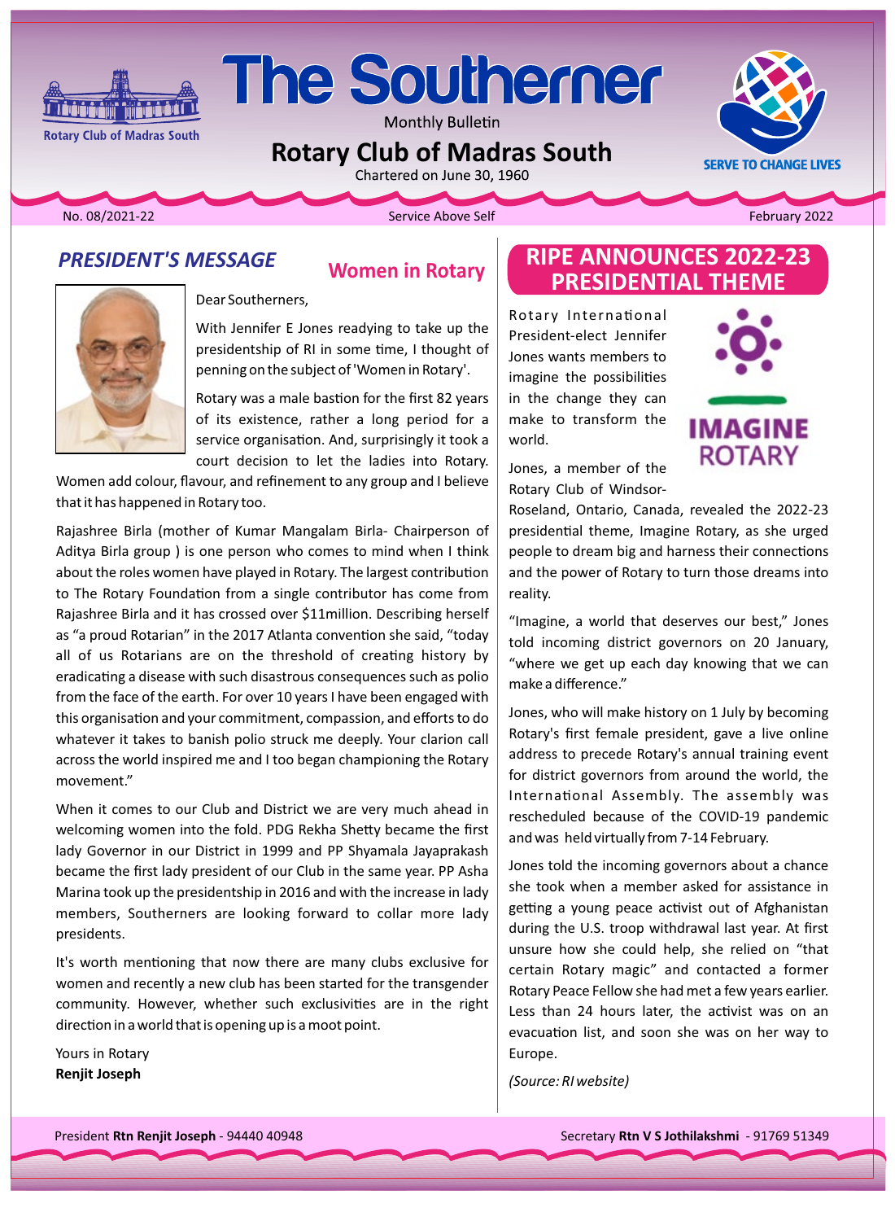# The Southerner

Monthly Bulletin

## Rotary Club of Madras South

Chartered on June 30, 1960

Rotary Club of Madras South

SERVE TO CHANGE LIVES

No. 08/2021-22 | Service Above Self | February 2022

## *PRESIDENT'S MESSAGE*

### Women in Rotary

Dear Southerners,

With Jennifer E Jones readying to take up the presidentship of RI in some time, I thought of penning on the subject of 'Women in Rotary'.

Rotary was a male bastion for the first 82 years of its existence, rather a long period for a service organisation. And, surprisingly it took a court decision to let the ladies into Rotary. Women add colour, flavour, and refinement to any group and I believe that it has happened in Rotary too.

Rajashree Birla (mother of Kumar Mangalam Birla- Chairperson of Aditya Birla group ) is one person who comes to mind when I think about the roles women have played in Rotary. The largest contribution to The Rotary Foundation from a single contributor has come from Rajashree Birla and it has crossed over $11million. Describing herself as "a proud Rotarian" in the 2017 Atlanta convention she said, "today all of us Rotarians are on the threshold of creating history by eradicating a disease with such disastrous consequences such as polio from the face of the earth. For over 10 years I have been engaged with this organisation and your commitment, compassion, and efforts to do whatever it takes to banish polio struck me deeply. Your clarion call across the world inspired me and I too began championing the Rotary movement."

When it comes to our Club and District we are very much ahead in welcoming women into the fold. PDG Rekha Shetty became the first lady Governor in our District in 1999 and PP Shyamala Jayaprakash became the first lady president of our Club in the same year. PP Asha Marina took up the presidentship in 2016 and with the increase in lady members, Southerners are looking forward to collar more lady presidents.

It's worth mentioning that now there are many clubs exclusive for women and recently a new club has been started for the transgender community. However, whether such exclusivities are in the right direction in a world that is opening up is a moot point.

Yours in Rotary
**Renjit Joseph**

## RIPE ANNOUNCES 2022-23 PRESIDENTIAL THEME

IMAGINE ROTARY

Rotary International President-elect Jennifer Jones wants members to imagine the possibilities in the change they can make to transform the world.

Jones, a member of the Rotary Club of Windsor-Roseland, Ontario, Canada, revealed the 2022-23 presidential theme, Imagine Rotary, as she urged people to dream big and harness their connections and the power of Rotary to turn those dreams into reality.

"Imagine, a world that deserves our best," Jones told incoming district governors on 20 January, "where we get up each day knowing that we can make a difference."

Jones, who will make history on 1 July by becoming Rotary's first female president, gave a live online address to precede Rotary's annual training event for district governors from around the world, the International Assembly. The assembly was rescheduled because of the COVID-19 pandemic and was held virtually from 7-14 February.

Jones told the incoming governors about a chance she took when a member asked for assistance in getting a young peace activist out of Afghanistan during the U.S. troop withdrawal last year. At first unsure how she could help, she relied on "that certain Rotary magic" and contacted a former Rotary Peace Fellow she had met a few years earlier. Less than 24 hours later, the activist was on an evacuation list, and soon she was on her way to Europe.

*(Source: RI website)*

President **Rtn Renjit Joseph** - 94440 40948 | Secretary **Rtn V S Jothilakshmi** - 91769 51349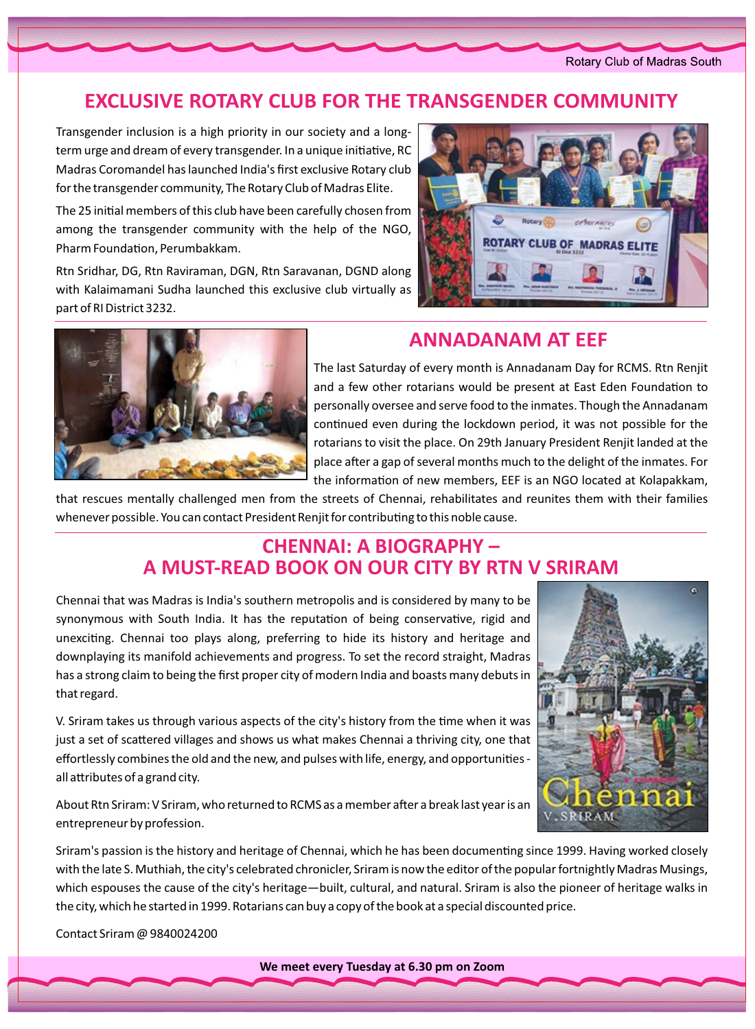## EXCLUSIVE ROTARY CLUB FOR THE TRANSGENDER COMMUNITY

Transgender inclusion is a high priority in our society and a long-term urge and dream of every transgender. In a unique initiative, RC Madras Coromandel has launched India's first exclusive Rotary club for the transgender community, The Rotary Club of Madras Elite.

The 25 initial members of this club have been carefully chosen from among the transgender community with the help of the NGO, Pharm Foundation, Perumbakkam.

Rtn Sridhar, DG, Rtn Raviraman, DGN, Rtn Saravanan, DGND along with Kalaimamani Sudha launched this exclusive club virtually as part of RI District 3232.

## ANNADANAM AT EEF

The last Saturday of every month is Annadanam Day for RCMS. Rtn Renjit and a few other rotarians would be present at East Eden Foundation to personally oversee and serve food to the inmates. Though the Annadanam continued even during the lockdown period, it was not possible for the rotarians to visit the place. On 29th January President Renjit landed at the place after a gap of several months much to the delight of the inmates. For the information of new members, EEF is an NGO located at Kolapakkam, that rescues mentally challenged men from the streets of Chennai, rehabilitates and reunites them with their families whenever possible. You can contact President Renjit for contributing to this noble cause.

## CHENNAI: A BIOGRAPHY – A MUST-READ BOOK ON OUR CITY BY RTN V SRIRAM

Chennai that was Madras is India's southern metropolis and is considered by many to be synonymous with South India. It has the reputation of being conservative, rigid and unexciting. Chennai too plays along, preferring to hide its history and heritage and downplaying its manifold achievements and progress. To set the record straight, Madras has a strong claim to being the first proper city of modern India and boasts many debuts in that regard.

V. Sriram takes us through various aspects of the city's history from the time when it was just a set of scattered villages and shows us what makes Chennai a thriving city, one that effortlessly combines the old and the new, and pulses with life, energy, and opportunities - all attributes of a grand city.

About Rtn Sriram: V Sriram, who returned to RCMS as a member after a break last year is an entrepreneur by profession.

Sriram's passion is the history and heritage of Chennai, which he has been documenting since 1999. Having worked closely with the late S. Muthiah, the city's celebrated chronicler, Sriram is now the editor of the popular fortnightly Madras Musings, which espouses the cause of the city's heritage—built, cultural, and natural. Sriram is also the pioneer of heritage walks in the city, which he started in 1999. Rotarians can buy a copy of the book at a special discounted price.

Contact Sriram @ 9840024200

**We meet every Tuesday at 6.30 pm on Zoom**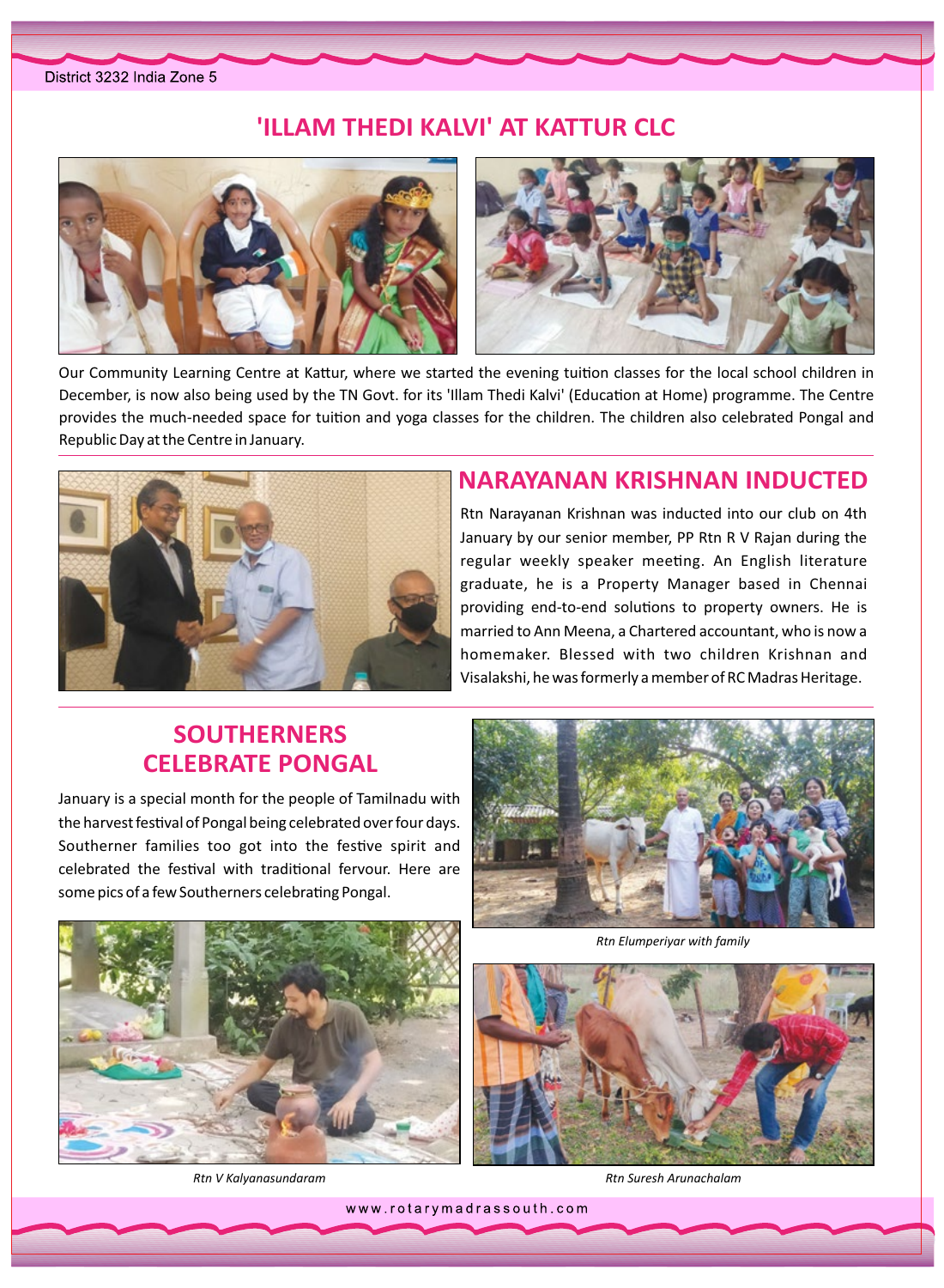## 'ILLAM THEDI KALVI' AT KATTUR CLC

Our Community Learning Centre at Kattur, where we started the evening tuition classes for the local school children in December, is now also being used by the TN Govt. for its 'Illam Thedi Kalvi' (Education at Home) programme. The Centre provides the much-needed space for tuition and yoga classes for the children. The children also celebrated Pongal and Republic Day at the Centre in January.

## NARAYANAN KRISHNAN INDUCTED

Rtn Narayanan Krishnan was inducted into our club on 4th January by our senior member, PP Rtn R V Rajan during the regular weekly speaker meeting. An English literature graduate, he is a Property Manager based in Chennai providing end-to-end solutions to property owners. He is married to Ann Meena, a Chartered accountant, who is now a homemaker. Blessed with two children Krishnan and Visalakshi, he was formerly a member of RC Madras Heritage.

## SOUTHERNERS CELEBRATE PONGAL

January is a special month for the people of Tamilnadu with the harvest festival of Pongal being celebrated over four days. Southerner families too got into the festive spirit and celebrated the festival with traditional fervour. Here are some pics of a few Southerners celebrating Pongal.

*Rtn Elumperiyar with family*

*Rtn V Kalyanasundaram*

*Rtn Suresh Arunachalam*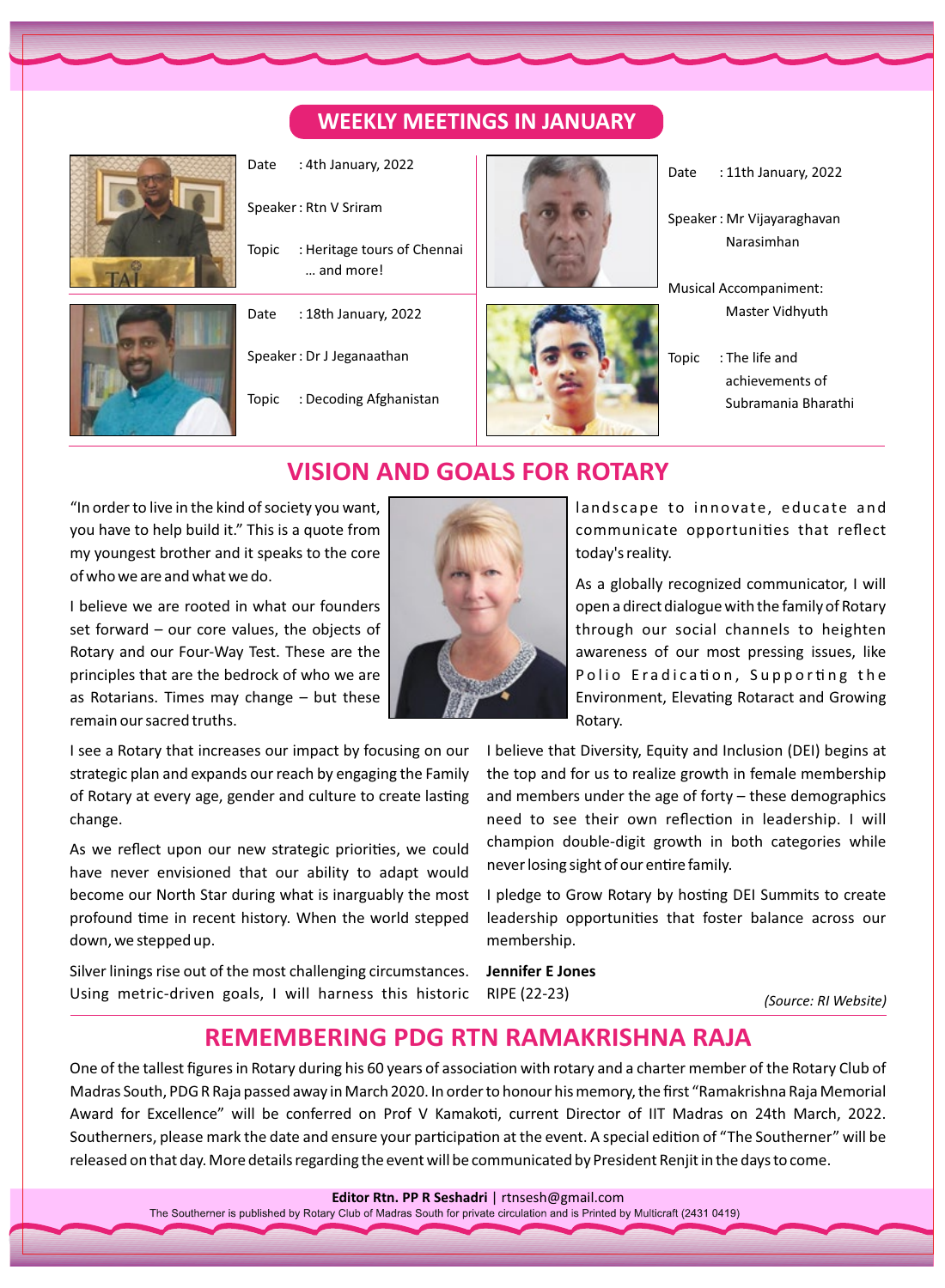## WEEKLY MEETINGS IN JANUARY

Date : 4th January, 2022

Speaker : Rtn V Sriram

Topic : Heritage tours of Chennai … and more!

Date : 18th January, 2022

Speaker : Dr J Jeganaathan

Topic : Decoding Afghanistan

Date : 11th January, 2022

Speaker : Mr Vijayaraghavan Narasimhan

Musical Accompaniment: Master Vidhyuth

Topic : The life and achievements of Subramania Bharathi

## VISION AND GOALS FOR ROTARY

"In order to live in the kind of society you want, you have to help build it." This is a quote from my youngest brother and it speaks to the core of who we are and what we do.

I believe we are rooted in what our founders set forward – our core values, the objects of Rotary and our Four-Way Test. These are the principles that are the bedrock of who we are as Rotarians. Times may change – but these remain our sacred truths.

I see a Rotary that increases our impact by focusing on our strategic plan and expands our reach by engaging the Family of Rotary at every age, gender and culture to create lasting change.

As we reflect upon our new strategic priorities, we could have never envisioned that our ability to adapt would become our North Star during what is inarguably the most profound time in recent history. When the world stepped down, we stepped up.

Silver linings rise out of the most challenging circumstances. Using metric-driven goals, I will harness this historic landscape to innovate, educate and communicate opportunities that reflect today's reality.

As a globally recognized communicator, I will open a direct dialogue with the family of Rotary through our social channels to heighten awareness of our most pressing issues, like Polio Eradication, Supporting the Environment, Elevating Rotaract and Growing Rotary.

I believe that Diversity, Equity and Inclusion (DEI) begins at the top and for us to realize growth in female membership and members under the age of forty – these demographics need to see their own reflection in leadership. I will champion double-digit growth in both categories while never losing sight of our entire family.

I pledge to Grow Rotary by hosting DEI Summits to create leadership opportunities that foster balance across our membership.

**Jennifer E Jones**
RIPE (22-23)

*(Source: RI Website)*

## REMEMBERING PDG RTN RAMAKRISHNA RAJA

One of the tallest figures in Rotary during his 60 years of association with rotary and a charter member of the Rotary Club of Madras South, PDG R Raja passed away in March 2020. In order to honour his memory, the first "Ramakrishna Raja Memorial Award for Excellence" will be conferred on Prof V Kamakoti, current Director of IIT Madras on 24th March, 2022. Southerners, please mark the date and ensure your participation at the event. A special edition of "The Southerner" will be released on that day. More details regarding the event will be communicated by President Renjit in the days to come.

**Editor Rtn. PP R Seshadri** | rtnsesh@gmail.com

The Southerner is published by Rotary Club of Madras South for private circulation and is Printed by Multicraft (2431 0419)